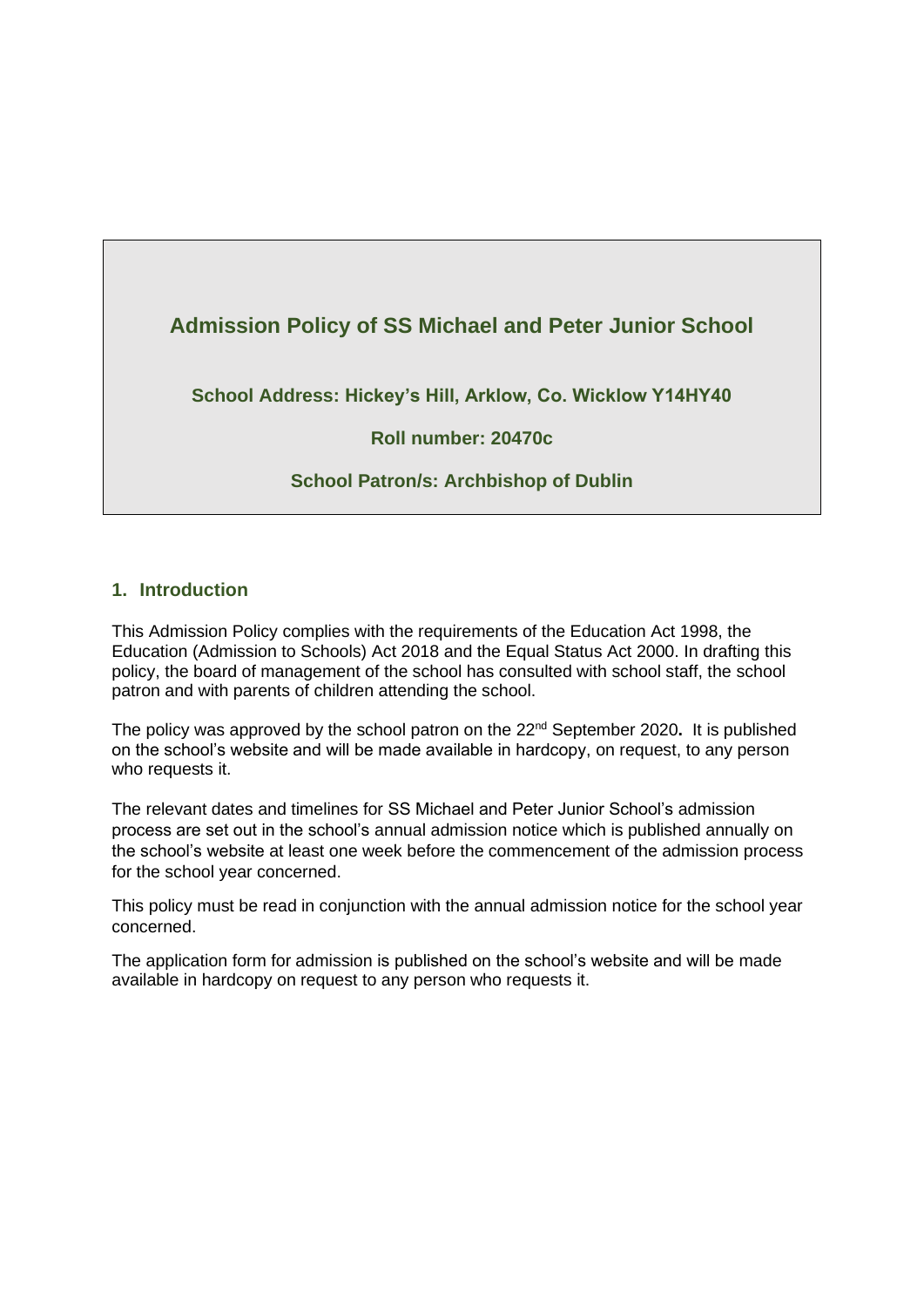# Admission Policy of SS Michael and Peter Junior School

**School Address: Hickey's Hill, Arklow, Co. Wicklow Y14HY40**

**Roll number: 20470c**

**School Patron/s: Archbishop of Dublin**

## 1. Introduction

This Admission Policy complies with the requirements of the Education Act 1998, the Education (Admission to Schools) Act 2018 and the Equal Status Act 2000. In drafting this policy, the board of management of the school has consulted with school staff, the school patron and with parents of children attending the school.

The policy was approved by the school patron on the 22nd September 2020**.** It is published on the school's website and will be made available in hardcopy, on request, to any person who requests it.

The relevant dates and timelines for SS Michael and Peter Junior School's admission process are set out in the school's annual admission notice which is published annually on the school's website at least one week before the commencement of the admission process for the school year concerned.

This policy must be read in conjunction with the annual admission notice for the school year concerned.

The application form for admission is published on the school's website and will be made available in hardcopy on request to any person who requests it.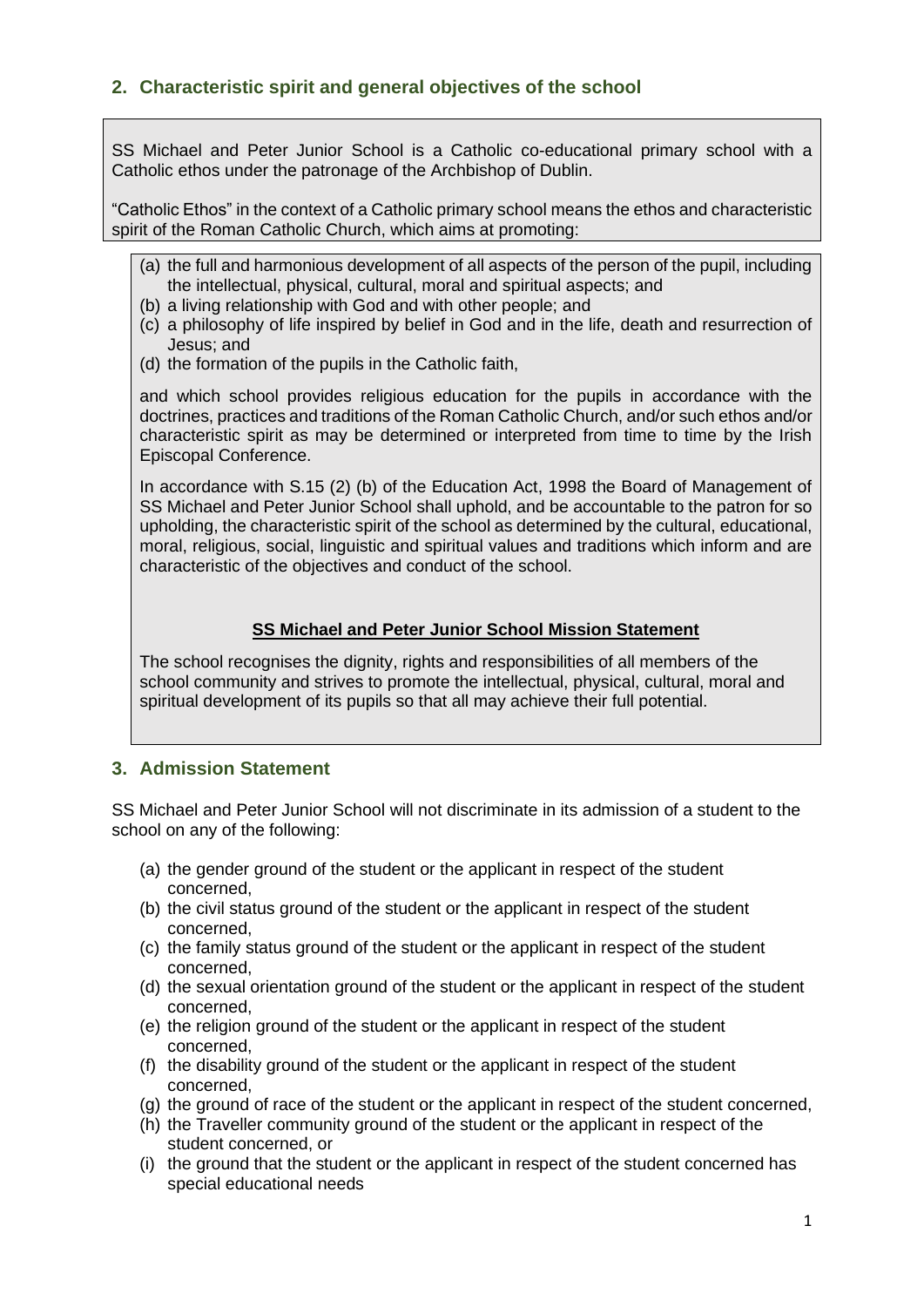## 2. Characteristic spirit and general objectives of the school

SS Michael and Peter Junior School is a Catholic co-educational primary school with a Catholic ethos under the patronage of the Archbishop of Dublin.

"Catholic Ethos" in the context of a Catholic primary school means the ethos and characteristic spirit of the Roman Catholic Church, which aims at promoting:

(a) the full and harmonious development of all aspects of the person of the pupil, including the intellectual, physical, cultural, moral and spiritual aspects; and
(b) a living relationship with God and with other people; and
(c) a philosophy of life inspired by belief in God and in the life, death and resurrection of Jesus; and
(d) the formation of the pupils in the Catholic faith,

and which school provides religious education for the pupils in accordance with the doctrines, practices and traditions of the Roman Catholic Church, and/or such ethos and/or characteristic spirit as may be determined or interpreted from time to time by the Irish Episcopal Conference.

In accordance with S.15 (2) (b) of the Education Act, 1998 the Board of Management of SS Michael and Peter Junior School shall uphold, and be accountable to the patron for so upholding, the characteristic spirit of the school as determined by the cultural, educational, moral, religious, social, linguistic and spiritual values and traditions which inform and are characteristic of the objectives and conduct of the school.

**SS Michael and Peter Junior School Mission Statement**

The school recognises the dignity, rights and responsibilities of all members of the school community and strives to promote the intellectual, physical, cultural, moral and spiritual development of its pupils so that all may achieve their full potential.

## 3. Admission Statement

SS Michael and Peter Junior School will not discriminate in its admission of a student to the school on any of the following:

(a) the gender ground of the student or the applicant in respect of the student concerned,
(b) the civil status ground of the student or the applicant in respect of the student concerned,
(c) the family status ground of the student or the applicant in respect of the student concerned,
(d) the sexual orientation ground of the student or the applicant in respect of the student concerned,
(e) the religion ground of the student or the applicant in respect of the student concerned,
(f) the disability ground of the student or the applicant in respect of the student concerned,
(g) the ground of race of the student or the applicant in respect of the student concerned,
(h) the Traveller community ground of the student or the applicant in respect of the student concerned, or
(i) the ground that the student or the applicant in respect of the student concerned has special educational needs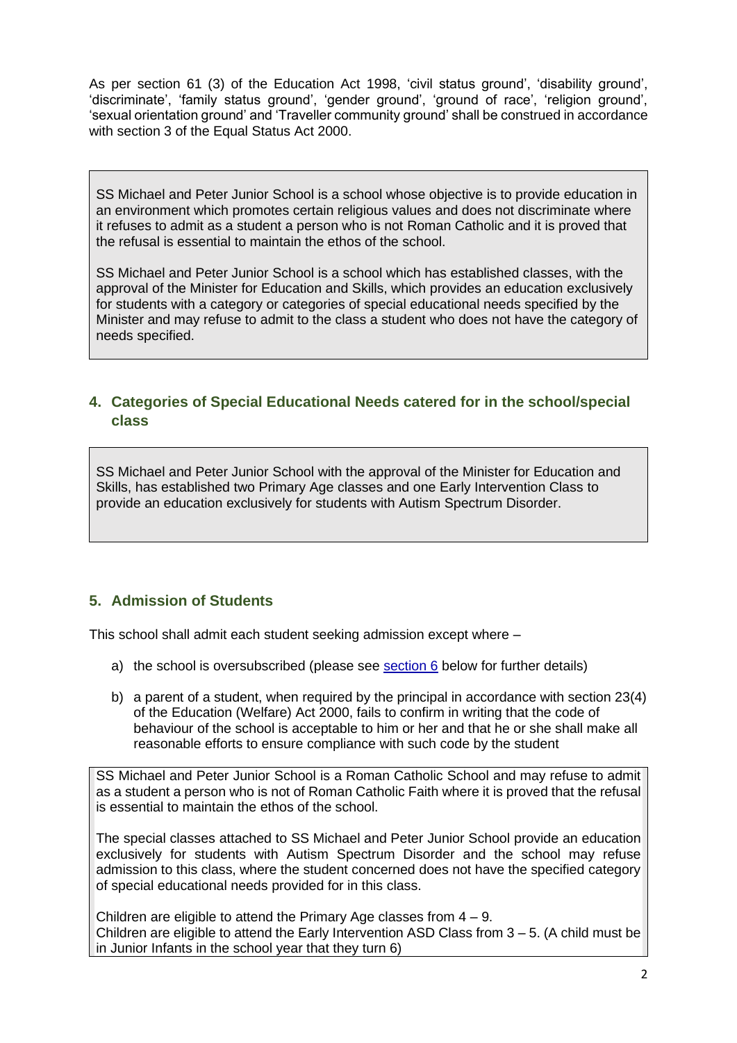As per section 61 (3) of the Education Act 1998, 'civil status ground', 'disability ground', 'discriminate', 'family status ground', 'gender ground', 'ground of race', 'religion ground', 'sexual orientation ground' and 'Traveller community ground' shall be construed in accordance with section 3 of the Equal Status Act 2000.

> SS Michael and Peter Junior School is a school whose objective is to provide education in an environment which promotes certain religious values and does not discriminate where it refuses to admit as a student a person who is not Roman Catholic and it is proved that the refusal is essential to maintain the ethos of the school.
>
> SS Michael and Peter Junior School is a school which has established classes, with the approval of the Minister for Education and Skills, which provides an education exclusively for students with a category or categories of special educational needs specified by the Minister and may refuse to admit to the class a student who does not have the category of needs specified.

## 4. Categories of Special Educational Needs catered for in the school/special class

> SS Michael and Peter Junior School with the approval of the Minister for Education and Skills, has established two Primary Age classes and one Early Intervention Class to provide an education exclusively for students with Autism Spectrum Disorder.

## 5. Admission of Students

This school shall admit each student seeking admission except where –

a) the school is oversubscribed (please see section 6 below for further details)

b) a parent of a student, when required by the principal in accordance with section 23(4) of the Education (Welfare) Act 2000, fails to confirm in writing that the code of behaviour of the school is acceptable to him or her and that he or she shall make all reasonable efforts to ensure compliance with such code by the student

> SS Michael and Peter Junior School is a Roman Catholic School and may refuse to admit as a student a person who is not of Roman Catholic Faith where it is proved that the refusal is essential to maintain the ethos of the school.
>
> The special classes attached to SS Michael and Peter Junior School provide an education exclusively for students with Autism Spectrum Disorder and the school may refuse admission to this class, where the student concerned does not have the specified category of special educational needs provided for in this class.
>
> Children are eligible to attend the Primary Age classes from 4 – 9.
> Children are eligible to attend the Early Intervention ASD Class from 3 – 5. (A child must be in Junior Infants in the school year that they turn 6)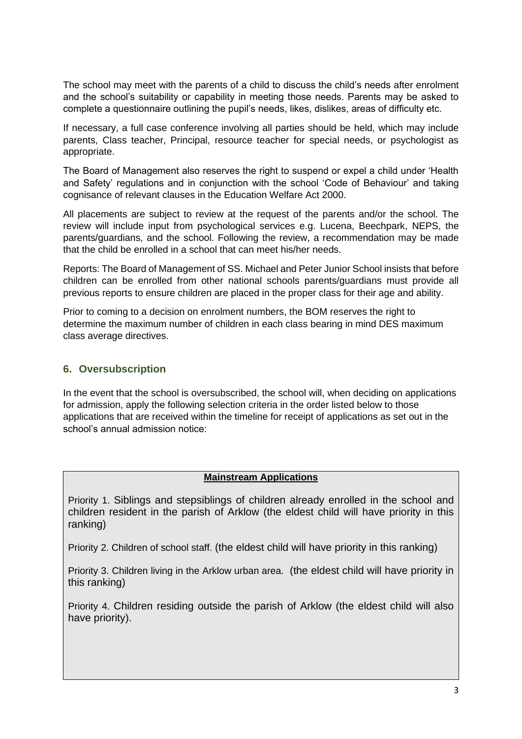The school may meet with the parents of a child to discuss the child's needs after enrolment and the school's suitability or capability in meeting those needs. Parents may be asked to complete a questionnaire outlining the pupil's needs, likes, dislikes, areas of difficulty etc.

If necessary, a full case conference involving all parties should be held, which may include parents, Class teacher, Principal, resource teacher for special needs, or psychologist as appropriate.

The Board of Management also reserves the right to suspend or expel a child under 'Health and Safety' regulations and in conjunction with the school 'Code of Behaviour' and taking cognisance of relevant clauses in the Education Welfare Act 2000.

All placements are subject to review at the request of the parents and/or the school. The review will include input from psychological services e.g. Lucena, Beechpark, NEPS, the parents/guardians, and the school. Following the review, a recommendation may be made that the child be enrolled in a school that can meet his/her needs.

Reports: The Board of Management of SS. Michael and Peter Junior School insists that before children can be enrolled from other national schools parents/guardians must provide all previous reports to ensure children are placed in the proper class for their age and ability.

Prior to coming to a decision on enrolment numbers, the BOM reserves the right to determine the maximum number of children in each class bearing in mind DES maximum class average directives.

## 6. Oversubscription

In the event that the school is oversubscribed, the school will, when deciding on applications for admission, apply the following selection criteria in the order listed below to those applications that are received within the timeline for receipt of applications as set out in the school's annual admission notice:

**Mainstream Applications**

Priority 1. Siblings and stepsiblings of children already enrolled in the school and children resident in the parish of Arklow (the eldest child will have priority in this ranking)

Priority 2. Children of school staff. (the eldest child will have priority in this ranking)

Priority 3. Children living in the Arklow urban area. (the eldest child will have priority in this ranking)

Priority 4. Children residing outside the parish of Arklow (the eldest child will also have priority).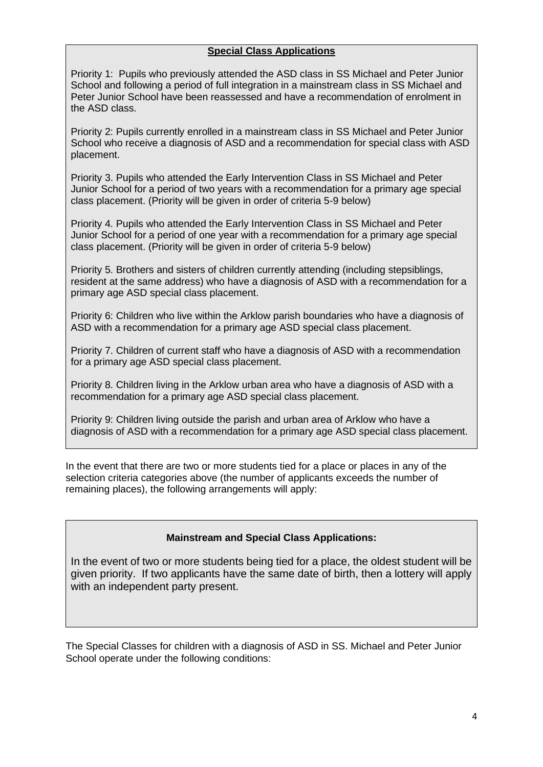### Special Class Applications

Priority 1: Pupils who previously attended the ASD class in SS Michael and Peter Junior School and following a period of full integration in a mainstream class in SS Michael and Peter Junior School have been reassessed and have a recommendation of enrolment in the ASD class.

Priority 2: Pupils currently enrolled in a mainstream class in SS Michael and Peter Junior School who receive a diagnosis of ASD and a recommendation for special class with ASD placement.

Priority 3. Pupils who attended the Early Intervention Class in SS Michael and Peter Junior School for a period of two years with a recommendation for a primary age special class placement. (Priority will be given in order of criteria 5-9 below)

Priority 4. Pupils who attended the Early Intervention Class in SS Michael and Peter Junior School for a period of one year with a recommendation for a primary age special class placement. (Priority will be given in order of criteria 5-9 below)

Priority 5. Brothers and sisters of children currently attending (including stepsiblings, resident at the same address) who have a diagnosis of ASD with a recommendation for a primary age ASD special class placement.

Priority 6: Children who live within the Arklow parish boundaries who have a diagnosis of ASD with a recommendation for a primary age ASD special class placement.

Priority 7. Children of current staff who have a diagnosis of ASD with a recommendation for a primary age ASD special class placement.

Priority 8. Children living in the Arklow urban area who have a diagnosis of ASD with a recommendation for a primary age ASD special class placement.

Priority 9: Children living outside the parish and urban area of Arklow who have a diagnosis of ASD with a recommendation for a primary age ASD special class placement.

In the event that there are two or more students tied for a place or places in any of the selection criteria categories above (the number of applicants exceeds the number of remaining places), the following arrangements will apply:

**Mainstream and Special Class Applications:**

In the event of two or more students being tied for a place, the oldest student will be given priority. If two applicants have the same date of birth, then a lottery will apply with an independent party present.

The Special Classes for children with a diagnosis of ASD in SS. Michael and Peter Junior School operate under the following conditions: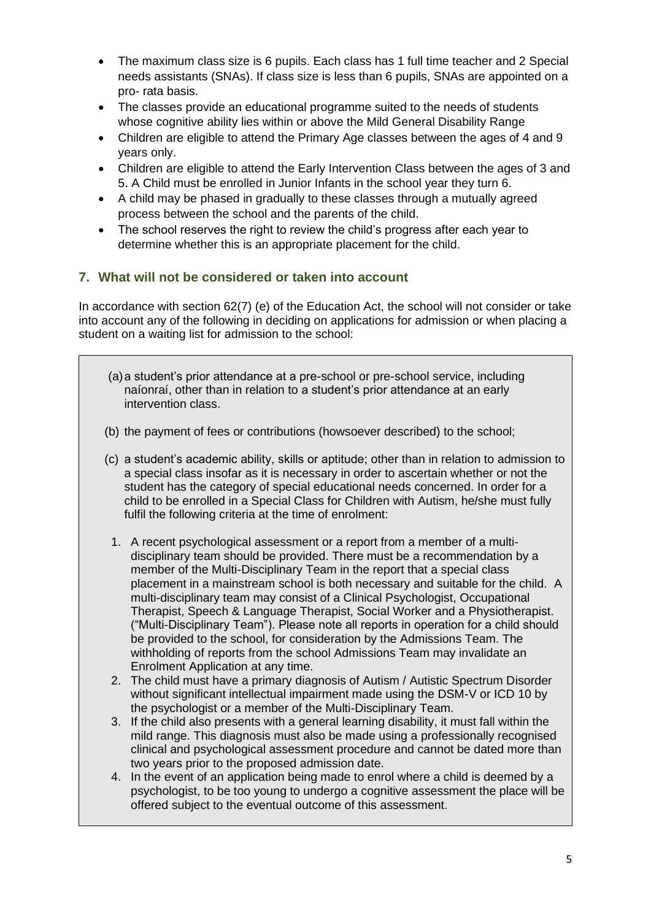- The maximum class size is 6 pupils. Each class has 1 full time teacher and 2 Special needs assistants (SNAs). If class size is less than 6 pupils, SNAs are appointed on a pro- rata basis.
- The classes provide an educational programme suited to the needs of students whose cognitive ability lies within or above the Mild General Disability Range
- Children are eligible to attend the Primary Age classes between the ages of 4 and 9 years only.
- Children are eligible to attend the Early Intervention Class between the ages of 3 and 5. A Child must be enrolled in Junior Infants in the school year they turn 6.
- A child may be phased in gradually to these classes through a mutually agreed process between the school and the parents of the child.
- The school reserves the right to review the child's progress after each year to determine whether this is an appropriate placement for the child.

## 7. What will not be considered or taken into account

In accordance with section 62(7) (e) of the Education Act, the school will not consider or take into account any of the following in deciding on applications for admission or when placing a student on a waiting list for admission to the school:

(a) a student's prior attendance at a pre-school or pre-school service, including naíonraí, other than in relation to a student's prior attendance at an early intervention class.

(b) the payment of fees or contributions (howsoever described) to the school;

(c) a student's academic ability, skills or aptitude; other than in relation to admission to a special class insofar as it is necessary in order to ascertain whether or not the student has the category of special educational needs concerned. In order for a child to be enrolled in a Special Class for Children with Autism, he/she must fully fulfil the following criteria at the time of enrolment:

1. A recent psychological assessment or a report from a member of a multi-disciplinary team should be provided. There must be a recommendation by a member of the Multi-Disciplinary Team in the report that a special class placement in a mainstream school is both necessary and suitable for the child. A multi-disciplinary team may consist of a Clinical Psychologist, Occupational Therapist, Speech & Language Therapist, Social Worker and a Physiotherapist. ("Multi-Disciplinary Team"). Please note all reports in operation for a child should be provided to the school, for consideration by the Admissions Team. The withholding of reports from the school Admissions Team may invalidate an Enrolment Application at any time.
2. The child must have a primary diagnosis of Autism / Autistic Spectrum Disorder without significant intellectual impairment made using the DSM-V or ICD 10 by the psychologist or a member of the Multi-Disciplinary Team.
3. If the child also presents with a general learning disability, it must fall within the mild range. This diagnosis must also be made using a professionally recognised clinical and psychological assessment procedure and cannot be dated more than two years prior to the proposed admission date.
4. In the event of an application being made to enrol where a child is deemed by a psychologist, to be too young to undergo a cognitive assessment the place will be offered subject to the eventual outcome of this assessment.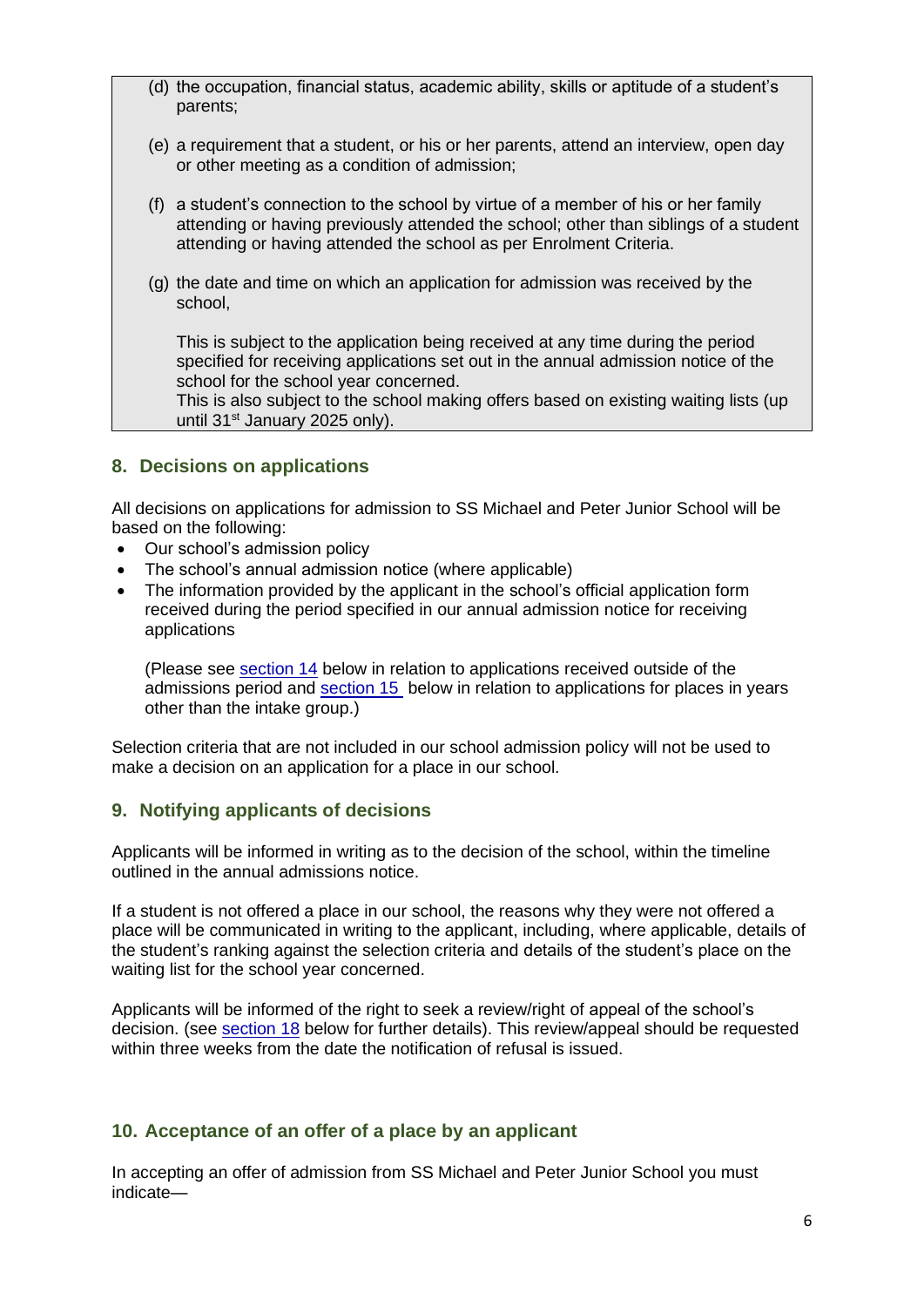(d) the occupation, financial status, academic ability, skills or aptitude of a student's parents;

(e) a requirement that a student, or his or her parents, attend an interview, open day or other meeting as a condition of admission;

(f) a student's connection to the school by virtue of a member of his or her family attending or having previously attended the school; other than siblings of a student attending or having attended the school as per Enrolment Criteria.

(g) the date and time on which an application for admission was received by the school,

This is subject to the application being received at any time during the period specified for receiving applications set out in the annual admission notice of the school for the school year concerned.
This is also subject to the school making offers based on existing waiting lists (up until 31st January 2025 only).

## 8. Decisions on applications

All decisions on applications for admission to SS Michael and Peter Junior School will be based on the following:

- Our school's admission policy
- The school's annual admission notice (where applicable)
- The information provided by the applicant in the school's official application form received during the period specified in our annual admission notice for receiving applications

  (Please see section 14 below in relation to applications received outside of the admissions period and section 15 below in relation to applications for places in years other than the intake group.)

Selection criteria that are not included in our school admission policy will not be used to make a decision on an application for a place in our school.

## 9. Notifying applicants of decisions

Applicants will be informed in writing as to the decision of the school, within the timeline outlined in the annual admissions notice.

If a student is not offered a place in our school, the reasons why they were not offered a place will be communicated in writing to the applicant, including, where applicable, details of the student's ranking against the selection criteria and details of the student's place on the waiting list for the school year concerned.

Applicants will be informed of the right to seek a review/right of appeal of the school's decision. (see section 18 below for further details). This review/appeal should be requested within three weeks from the date the notification of refusal is issued.

## 10. Acceptance of an offer of a place by an applicant

In accepting an offer of admission from SS Michael and Peter Junior School you must indicate—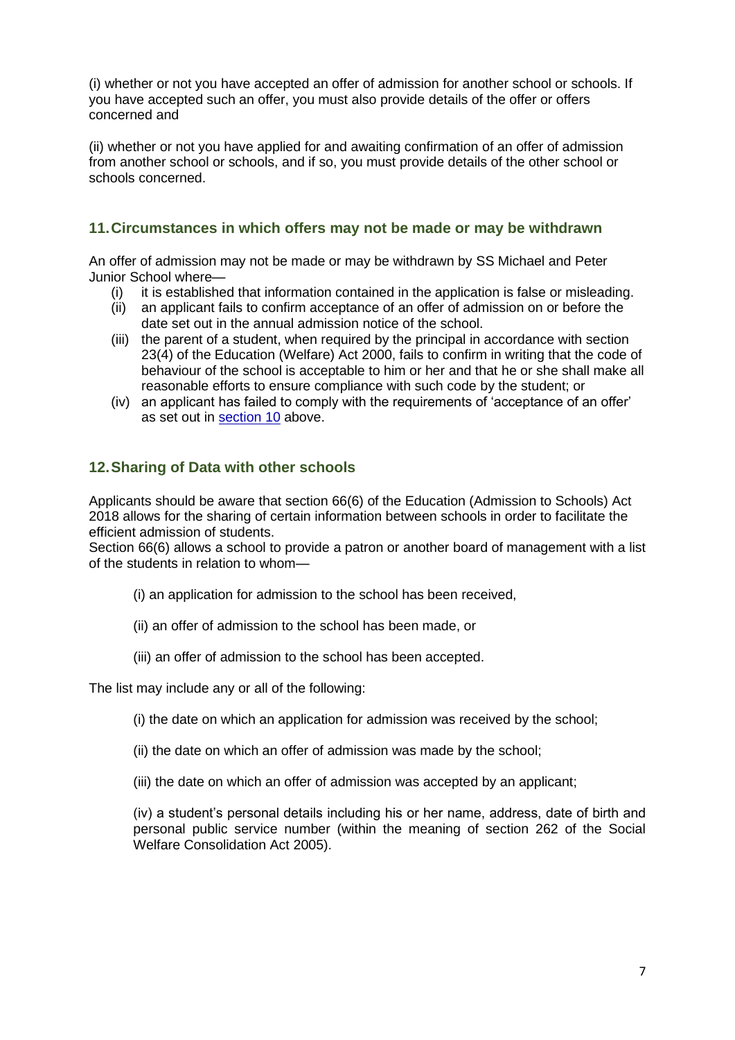(i) whether or not you have accepted an offer of admission for another school or schools. If you have accepted such an offer, you must also provide details of the offer or offers concerned and

(ii) whether or not you have applied for and awaiting confirmation of an offer of admission from another school or schools, and if so, you must provide details of the other school or schools concerned.

## 11. Circumstances in which offers may not be made or may be withdrawn

An offer of admission may not be made or may be withdrawn by SS Michael and Peter Junior School where—

- (i) it is established that information contained in the application is false or misleading.
- (ii) an applicant fails to confirm acceptance of an offer of admission on or before the date set out in the annual admission notice of the school.
- (iii) the parent of a student, when required by the principal in accordance with section 23(4) of the Education (Welfare) Act 2000, fails to confirm in writing that the code of behaviour of the school is acceptable to him or her and that he or she shall make all reasonable efforts to ensure compliance with such code by the student; or
- (iv) an applicant has failed to comply with the requirements of 'acceptance of an offer' as set out in section 10 above.

## 12. Sharing of Data with other schools

Applicants should be aware that section 66(6) of the Education (Admission to Schools) Act 2018 allows for the sharing of certain information between schools in order to facilitate the efficient admission of students.

Section 66(6) allows a school to provide a patron or another board of management with a list of the students in relation to whom—

(i) an application for admission to the school has been received,

(ii) an offer of admission to the school has been made, or

(iii) an offer of admission to the school has been accepted.

The list may include any or all of the following:

(i) the date on which an application for admission was received by the school;

(ii) the date on which an offer of admission was made by the school;

(iii) the date on which an offer of admission was accepted by an applicant;

(iv) a student's personal details including his or her name, address, date of birth and personal public service number (within the meaning of section 262 of the Social Welfare Consolidation Act 2005).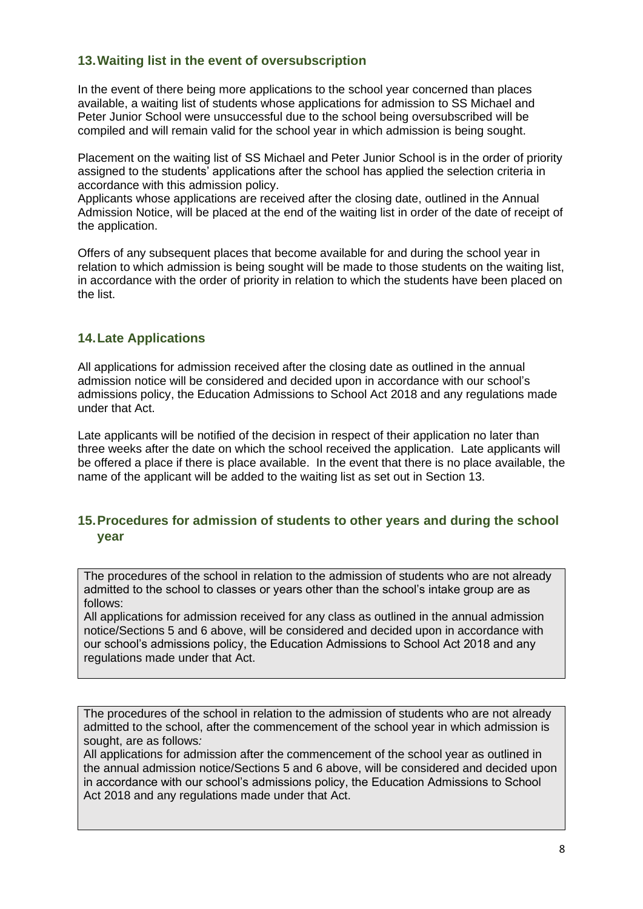## 13. Waiting list in the event of oversubscription

In the event of there being more applications to the school year concerned than places available, a waiting list of students whose applications for admission to SS Michael and Peter Junior School were unsuccessful due to the school being oversubscribed will be compiled and will remain valid for the school year in which admission is being sought.

Placement on the waiting list of SS Michael and Peter Junior School is in the order of priority assigned to the students' applications after the school has applied the selection criteria in accordance with this admission policy.

Applicants whose applications are received after the closing date, outlined in the Annual Admission Notice, will be placed at the end of the waiting list in order of the date of receipt of the application.

Offers of any subsequent places that become available for and during the school year in relation to which admission is being sought will be made to those students on the waiting list, in accordance with the order of priority in relation to which the students have been placed on the list.

## 14. Late Applications

All applications for admission received after the closing date as outlined in the annual admission notice will be considered and decided upon in accordance with our school's admissions policy, the Education Admissions to School Act 2018 and any regulations made under that Act.

Late applicants will be notified of the decision in respect of their application no later than three weeks after the date on which the school received the application. Late applicants will be offered a place if there is place available. In the event that there is no place available, the name of the applicant will be added to the waiting list as set out in Section 13.

## 15. Procedures for admission of students to other years and during the school year

The procedures of the school in relation to the admission of students who are not already admitted to the school to classes or years other than the school's intake group are as follows:

All applications for admission received for any class as outlined in the annual admission notice/Sections 5 and 6 above, will be considered and decided upon in accordance with our school's admissions policy, the Education Admissions to School Act 2018 and any regulations made under that Act.

The procedures of the school in relation to the admission of students who are not already admitted to the school, after the commencement of the school year in which admission is sought, are as follows*:*

All applications for admission after the commencement of the school year as outlined in the annual admission notice/Sections 5 and 6 above, will be considered and decided upon in accordance with our school's admissions policy, the Education Admissions to School Act 2018 and any regulations made under that Act.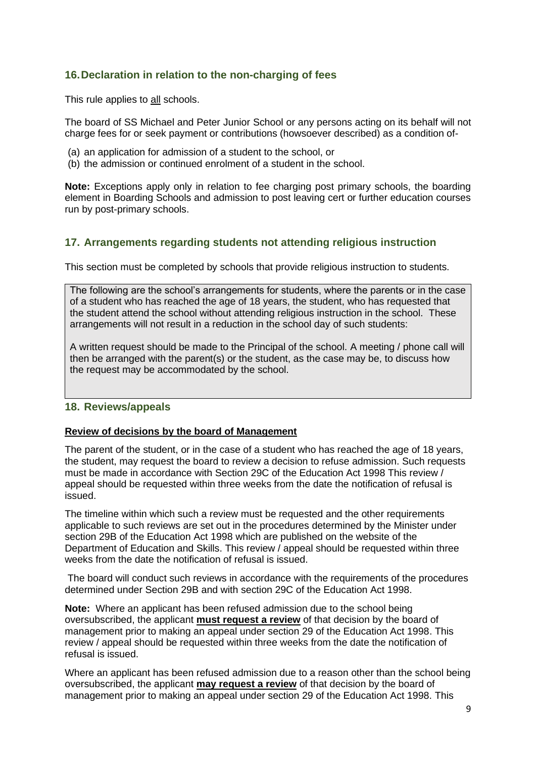## 16. Declaration in relation to the non-charging of fees

This rule applies to all schools.

The board of SS Michael and Peter Junior School or any persons acting on its behalf will not charge fees for or seek payment or contributions (howsoever described) as a condition of-

(a) an application for admission of a student to the school, or
(b) the admission or continued enrolment of a student in the school.

**Note:** Exceptions apply only in relation to fee charging post primary schools, the boarding element in Boarding Schools and admission to post leaving cert or further education courses run by post-primary schools.

## 17. Arrangements regarding students not attending religious instruction

This section must be completed by schools that provide religious instruction to students.

The following are the school's arrangements for students, where the parents or in the case of a student who has reached the age of 18 years, the student, who has requested that the student attend the school without attending religious instruction in the school. These arrangements will not result in a reduction in the school day of such students:

A written request should be made to the Principal of the school. A meeting / phone call will then be arranged with the parent(s) or the student, as the case may be, to discuss how the request may be accommodated by the school.

## 18. Reviews/appeals

**Review of decisions by the board of Management**

The parent of the student, or in the case of a student who has reached the age of 18 years, the student, may request the board to review a decision to refuse admission. Such requests must be made in accordance with Section 29C of the Education Act 1998 This review / appeal should be requested within three weeks from the date the notification of refusal is issued.

The timeline within which such a review must be requested and the other requirements applicable to such reviews are set out in the procedures determined by the Minister under section 29B of the Education Act 1998 which are published on the website of the Department of Education and Skills. This review / appeal should be requested within three weeks from the date the notification of refusal is issued.

The board will conduct such reviews in accordance with the requirements of the procedures determined under Section 29B and with section 29C of the Education Act 1998.

**Note:** Where an applicant has been refused admission due to the school being oversubscribed, the applicant **must request a review** of that decision by the board of management prior to making an appeal under section 29 of the Education Act 1998. This review / appeal should be requested within three weeks from the date the notification of refusal is issued.

Where an applicant has been refused admission due to a reason other than the school being oversubscribed, the applicant **may request a review** of that decision by the board of management prior to making an appeal under section 29 of the Education Act 1998. This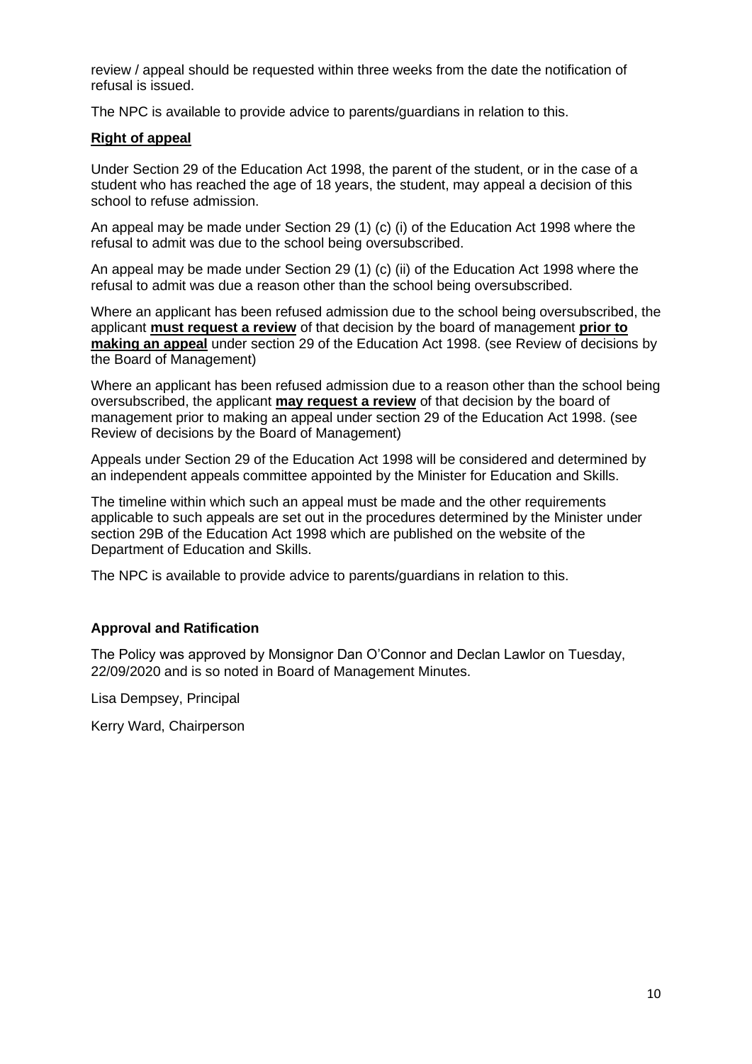review / appeal should be requested within three weeks from the date the notification of refusal is issued.

The NPC is available to provide advice to parents/guardians in relation to this.

**Right of appeal**

Under Section 29 of the Education Act 1998, the parent of the student, or in the case of a student who has reached the age of 18 years, the student, may appeal a decision of this school to refuse admission.

An appeal may be made under Section 29 (1) (c) (i) of the Education Act 1998 where the refusal to admit was due to the school being oversubscribed.

An appeal may be made under Section 29 (1) (c) (ii) of the Education Act 1998 where the refusal to admit was due a reason other than the school being oversubscribed.

Where an applicant has been refused admission due to the school being oversubscribed, the applicant **must request a review** of that decision by the board of management **prior to making an appeal** under section 29 of the Education Act 1998. (see Review of decisions by the Board of Management)

Where an applicant has been refused admission due to a reason other than the school being oversubscribed, the applicant **may request a review** of that decision by the board of management prior to making an appeal under section 29 of the Education Act 1998. (see Review of decisions by the Board of Management)

Appeals under Section 29 of the Education Act 1998 will be considered and determined by an independent appeals committee appointed by the Minister for Education and Skills.

The timeline within which such an appeal must be made and the other requirements applicable to such appeals are set out in the procedures determined by the Minister under section 29B of the Education Act 1998 which are published on the website of the Department of Education and Skills.

The NPC is available to provide advice to parents/guardians in relation to this.

**Approval and Ratification**

The Policy was approved by Monsignor Dan O'Connor and Declan Lawlor on Tuesday, 22/09/2020 and is so noted in Board of Management Minutes.

Lisa Dempsey, Principal

Kerry Ward, Chairperson